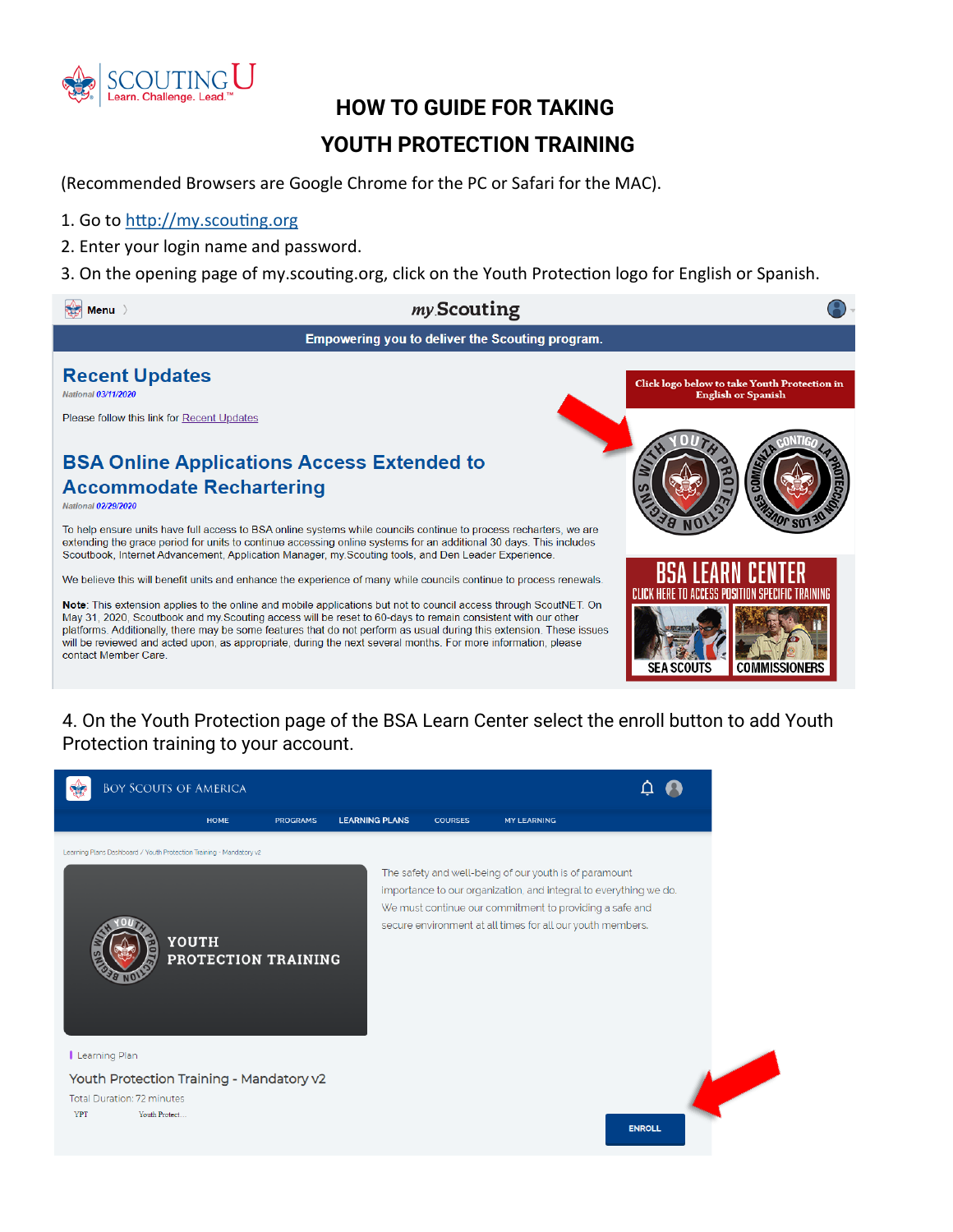# HOW TO GUIDE FOR TAKING YOUTH PROTECTION TRAINING

(Recommended Browsers are Google Chrome for the PC or Safari for the MAC).

1. Go to http://my.scouting.org
2. Enter your login name and password.
3. On the opening page of my.scouting.org, click on the Youth Protection logo for English or Spanish.

4. On the Youth Protection page of the BSA Learn Center select the enroll button to add Youth Protection training to your account.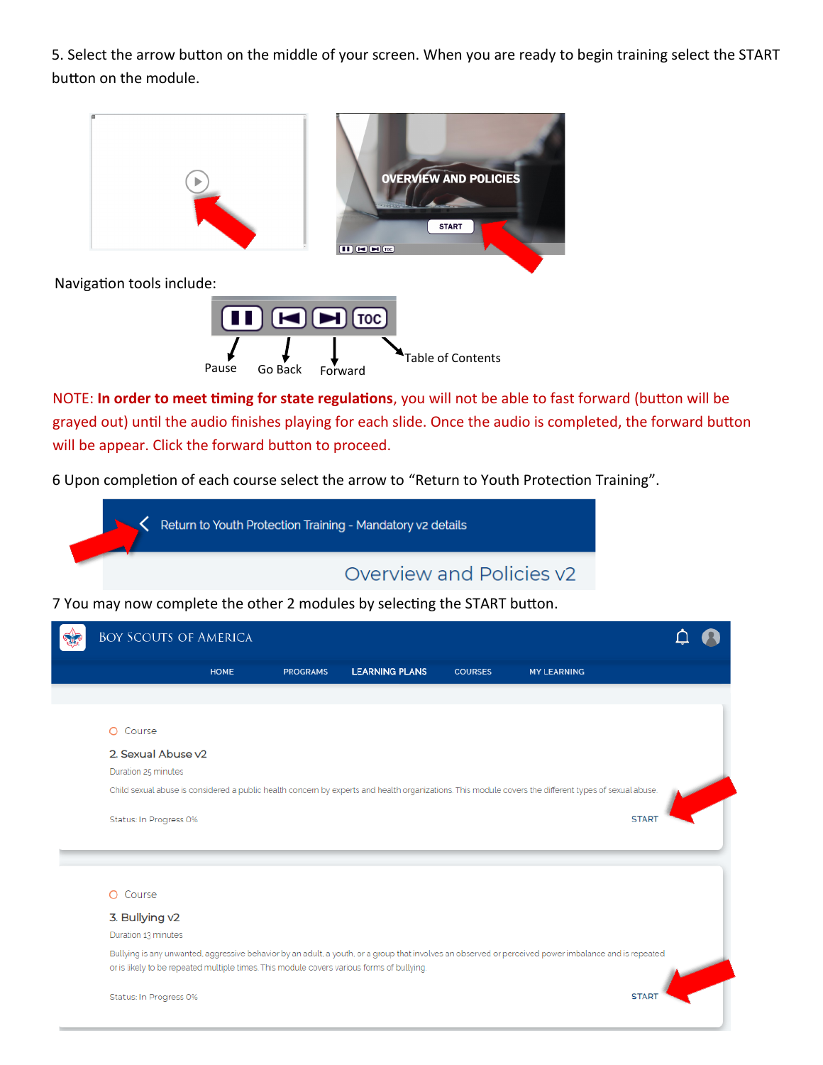5. Select the arrow button on the middle of your screen. When you are ready to begin training select the START button on the module.

Navigation tools include:

Pause    Go Back    Forward    Table of Contents

NOTE: **In order to meet timing for state regulations**, you will not be able to fast forward (button will be grayed out) until the audio finishes playing for each slide. Once the audio is completed, the forward button will be appear. Click the forward button to proceed.

6 Upon completion of each course select the arrow to "Return to Youth Protection Training".

7 You may now complete the other 2 modules by selecting the START button.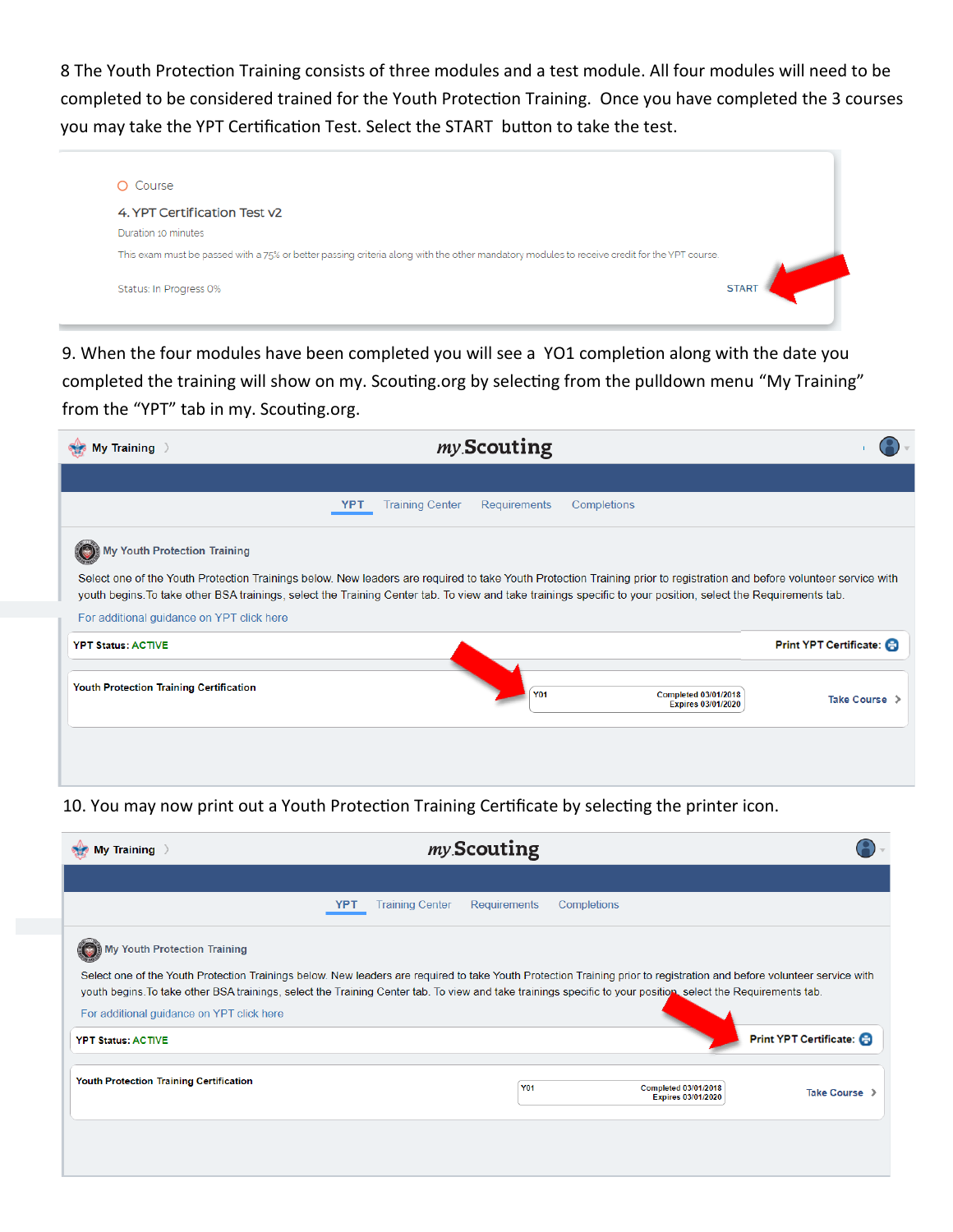8 The Youth Protection Training consists of three modules and a test module. All four modules will need to be completed to be considered trained for the Youth Protection Training. Once you have completed the 3 courses you may take the YPT Certification Test. Select the START button to take the test.

Course

4. YPT Certification Test v2

Duration 10 minutes

This exam must be passed with a 75% or better passing criteria along with the other mandatory modules to receive credit for the YPT course.

Status: In Progress 0%

START

9. When the four modules have been completed you will see a YO1 completion along with the date you completed the training will show on my. Scouting.org by selecting from the pulldown menu "My Training" from the "YPT" tab in my. Scouting.org.

My Training

my Scouting

YPT | Training Center | Requirements | Completions

My Youth Protection Training

Select one of the Youth Protection Trainings below. New leaders are required to take Youth Protection Training prior to registration and before volunteer service with youth begins.To take other BSA trainings, select the Training Center tab. To view and take trainings specific to your position, select the Requirements tab.

For additional guidance on YPT click here

YPT Status: ACTIVE

Print YPT Certificate:

Youth Protection Training Certification

Y01 Completed 03/01/2018 Expires 03/01/2020

Take Course

10. You may now print out a Youth Protection Training Certificate by selecting the printer icon.

My Training

my Scouting

YPT | Training Center | Requirements | Completions

My Youth Protection Training

Select one of the Youth Protection Trainings below. New leaders are required to take Youth Protection Training prior to registration and before volunteer service with youth begins.To take other BSA trainings, select the Training Center tab. To view and take trainings specific to your position, select the Requirements tab.

For additional guidance on YPT click here

YPT Status: ACTIVE

Print YPT Certificate:

Youth Protection Training Certification

Y01 Completed 03/01/2018 Expires 03/01/2020

Take Course